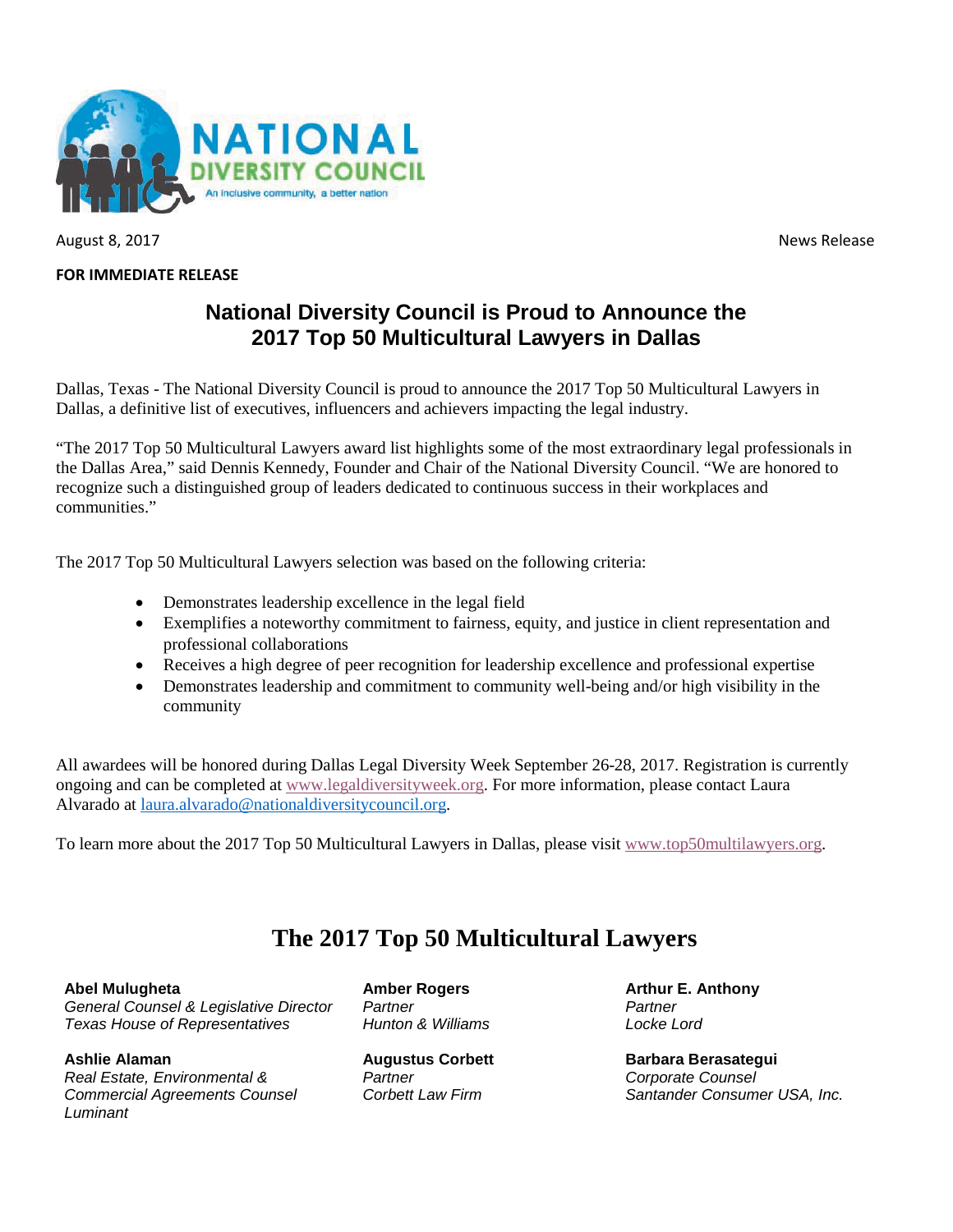NATIONAL DIVERSITY COUNCIL

An inclusive community, a better nation

August 8, 2017 News Release

**FOR IMMEDIATE RELEASE**

## National Diversity Council is Proud to Announce the 2017 Top 50 Multicultural Lawyers in Dallas

Dallas, Texas - The National Diversity Council is proud to announce the 2017 Top 50 Multicultural Lawyers in Dallas, a definitive list of executives, influencers and achievers impacting the legal industry.

"The 2017 Top 50 Multicultural Lawyers award list highlights some of the most extraordinary legal professionals in the Dallas Area," said Dennis Kennedy, Founder and Chair of the National Diversity Council. "We are honored to recognize such a distinguished group of leaders dedicated to continuous success in their workplaces and communities."

The 2017 Top 50 Multicultural Lawyers selection was based on the following criteria:

- Demonstrates leadership excellence in the legal field
- Exemplifies a noteworthy commitment to fairness, equity, and justice in client representation and professional collaborations
- Receives a high degree of peer recognition for leadership excellence and professional expertise
- Demonstrates leadership and commitment to community well-being and/or high visibility in the community

All awardees will be honored during Dallas Legal Diversity Week September 26-28, 2017. Registration is currently ongoing and can be completed at www.legaldiversityweek.org. For more information, please contact Laura Alvarado at laura.alvarado@nationaldiversitycouncil.org.

To learn more about the 2017 Top 50 Multicultural Lawyers in Dallas, please visit www.top50multilawyers.org.

# The 2017 Top 50 Multicultural Lawyers

**Abel Mulugheta**
*General Counsel & Legislative Director*
*Texas House of Representatives*

**Amber Rogers**
*Partner*
*Hunton & Williams*

**Arthur E. Anthony**
*Partner*
*Locke Lord*

**Ashlie Alaman**
*Real Estate, Environmental & Commercial Agreements Counsel*
*Luminant*

**Augustus Corbett**
*Partner*
*Corbett Law Firm*

**Barbara Berasategui**
*Corporate Counsel*
*Santander Consumer USA, Inc.*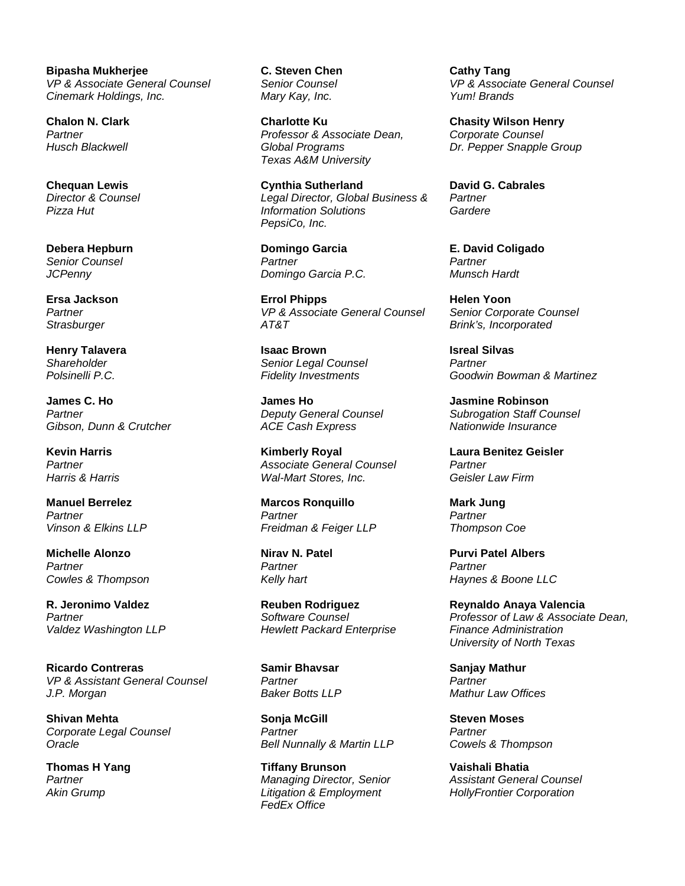**Bipasha Mukherjee**
*VP & Associate General Counsel*
*Cinemark Holdings, Inc.*

**C. Steven Chen**
*Senior Counsel*
*Mary Kay, Inc.*

**Cathy Tang**
*VP & Associate General Counsel*
*Yum! Brands*

**Chalon N. Clark**
*Partner*
*Husch Blackwell*

**Charlotte Ku**
*Professor & Associate Dean, Global Programs*
*Texas A&M University*

**Chasity Wilson Henry**
*Corporate Counsel*
*Dr. Pepper Snapple Group*

**Chequan Lewis**
*Director & Counsel*
*Pizza Hut*

**Cynthia Sutherland**
*Legal Director, Global Business & Information Solutions*
*PepsiCo, Inc.*

**David G. Cabrales**
*Partner*
*Gardere*

**Debera Hepburn**
*Senior Counsel*
*JCPenny*

**Domingo Garcia**
*Partner*
*Domingo Garcia P.C.*

**E. David Coligado**
*Partner*
*Munsch Hardt*

**Ersa Jackson**
*Partner*
*Strasburger*

**Errol Phipps**
*VP & Associate General Counsel*
*AT&T*

**Helen Yoon**
*Senior Corporate Counsel*
*Brink's, Incorporated*

**Henry Talavera**
*Shareholder*
*Polsinelli P.C.*

**Isaac Brown**
*Senior Legal Counsel*
*Fidelity Investments*

**Isreal Silvas**
*Partner*
*Goodwin Bowman & Martinez*

**James C. Ho**
*Partner*
*Gibson, Dunn & Crutcher*

**James Ho**
*Deputy General Counsel*
*ACE Cash Express*

**Jasmine Robinson**
*Subrogation Staff Counsel*
*Nationwide Insurance*

**Kevin Harris**
*Partner*
*Harris & Harris*

**Kimberly Royal**
*Associate General Counsel*
*Wal-Mart Stores, Inc.*

**Laura Benitez Geisler**
*Partner*
*Geisler Law Firm*

**Manuel Berrelez**
*Partner*
*Vinson & Elkins LLP*

**Marcos Ronquillo**
*Partner*
*Freidman & Feiger LLP*

**Mark Jung**
*Partner*
*Thompson Coe*

**Michelle Alonzo**
*Partner*
*Cowles & Thompson*

**Nirav N. Patel**
*Partner*
*Kelly hart*

**Purvi Patel Albers**
*Partner*
*Haynes & Boone LLC*

**R. Jeronimo Valdez**
*Partner*
*Valdez Washington LLP*

**Reuben Rodriguez**
*Software Counsel*
*Hewlett Packard Enterprise*

**Reynaldo Anaya Valencia**
*Professor of Law & Associate Dean, Finance Administration*
*University of North Texas*

**Ricardo Contreras**
*VP & Assistant General Counsel*
*J.P. Morgan*

**Samir Bhavsar**
*Partner*
*Baker Botts LLP*

**Sanjay Mathur**
*Partner*
*Mathur Law Offices*

**Shivan Mehta**
*Corporate Legal Counsel*
*Oracle*

**Sonja McGill**
*Partner*
*Bell Nunnally & Martin LLP*

**Steven Moses**
*Partner*
*Cowels & Thompson*

**Thomas H Yang**
*Partner*
*Akin Grump*

**Tiffany Brunson**
*Managing Director, Senior Litigation & Employment*
*FedEx Office*

**Vaishali Bhatia**
*Assistant General Counsel*
*HollyFrontier Corporation*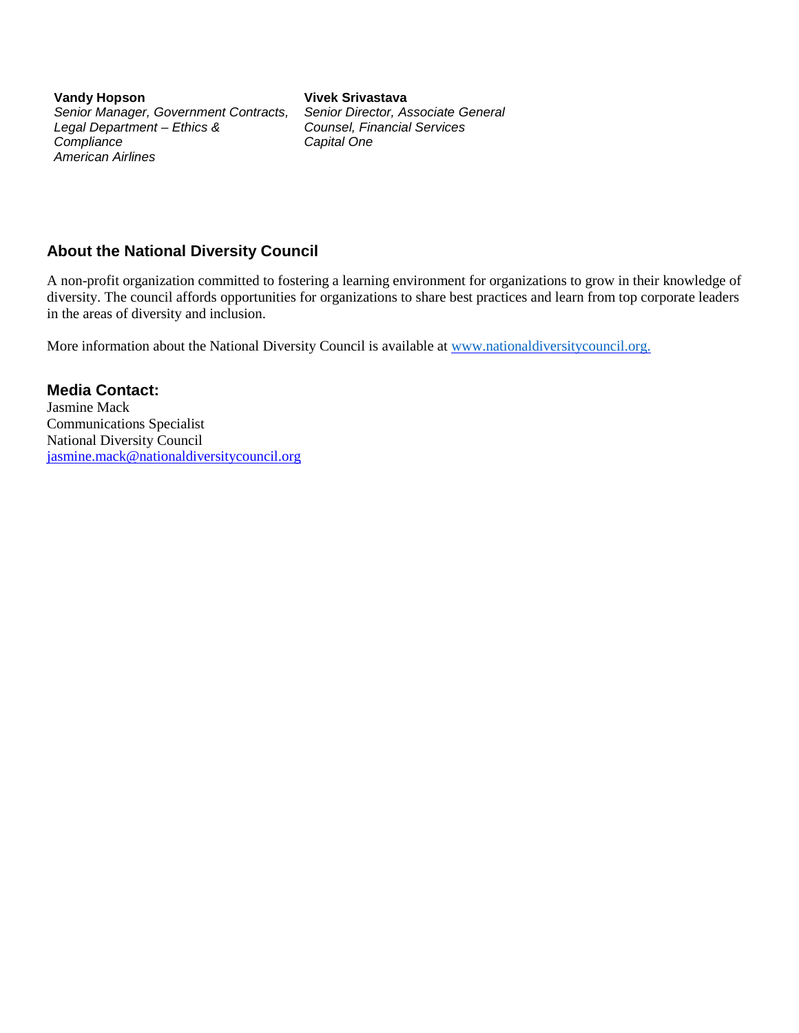**Vandy Hopson**
*Senior Manager, Government Contracts, Legal Department – Ethics & Compliance*
*American Airlines*

**Vivek Srivastava**
*Senior Director, Associate General Counsel, Financial Services*
*Capital One*

## About the National Diversity Council

A non-profit organization committed to fostering a learning environment for organizations to grow in their knowledge of diversity. The council affords opportunities for organizations to share best practices and learn from top corporate leaders in the areas of diversity and inclusion.

More information about the National Diversity Council is available at www.nationaldiversitycouncil.org.

## Media Contact:

Jasmine Mack
Communications Specialist
National Diversity Council
jasmine.mack@nationaldiversitycouncil.org